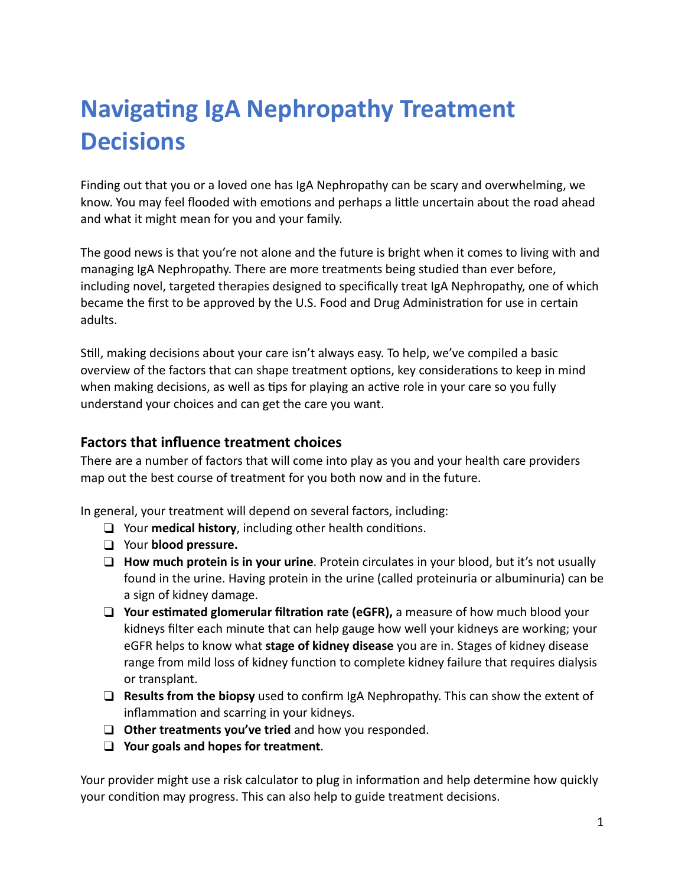# Navigating IgA Nephropathy Treatment Decisions

Finding out that you or a loved one has IgA Nephropathy can be scary and overwhelming, we know. You may feel flooded with emotions and perhaps a little uncertain about the road ahead and what it might mean for you and your family.

The good news is that you're not alone and the future is bright when it comes to living with and managing IgA Nephropathy. There are more treatments being studied than ever before, including novel, targeted therapies designed to specifically treat IgA Nephropathy, one of which became the first to be approved by the U.S. Food and Drug Administration for use in certain adults.

Still, making decisions about your care isn't always easy. To help, we've compiled a basic overview of the factors that can shape treatment options, key considerations to keep in mind when making decisions, as well as tips for playing an active role in your care so you fully understand your choices and can get the care you want.

## Factors that influence treatment choices

There are a number of factors that will come into play as you and your health care providers map out the best course of treatment for you both now and in the future.

In general, your treatment will depend on several factors, including:

- ❑ Your **medical history**, including other health conditions.
- ❑ Your **blood pressure.**
- ❑ **How much protein is in your urine**. Protein circulates in your blood, but it's not usually found in the urine. Having protein in the urine (called proteinuria or albuminuria) can be a sign of kidney damage.
- ❑ **Your estimated glomerular filtration rate (eGFR),** a measure of how much blood your kidneys filter each minute that can help gauge how well your kidneys are working; your eGFR helps to know what **stage of kidney disease** you are in. Stages of kidney disease range from mild loss of kidney function to complete kidney failure that requires dialysis or transplant.
- ❑ **Results from the biopsy** used to confirm IgA Nephropathy. This can show the extent of inflammation and scarring in your kidneys.
- ❑ **Other treatments you've tried** and how you responded.
- ❑ **Your goals and hopes for treatment**.

Your provider might use a risk calculator to plug in information and help determine how quickly your condition may progress. This can also help to guide treatment decisions.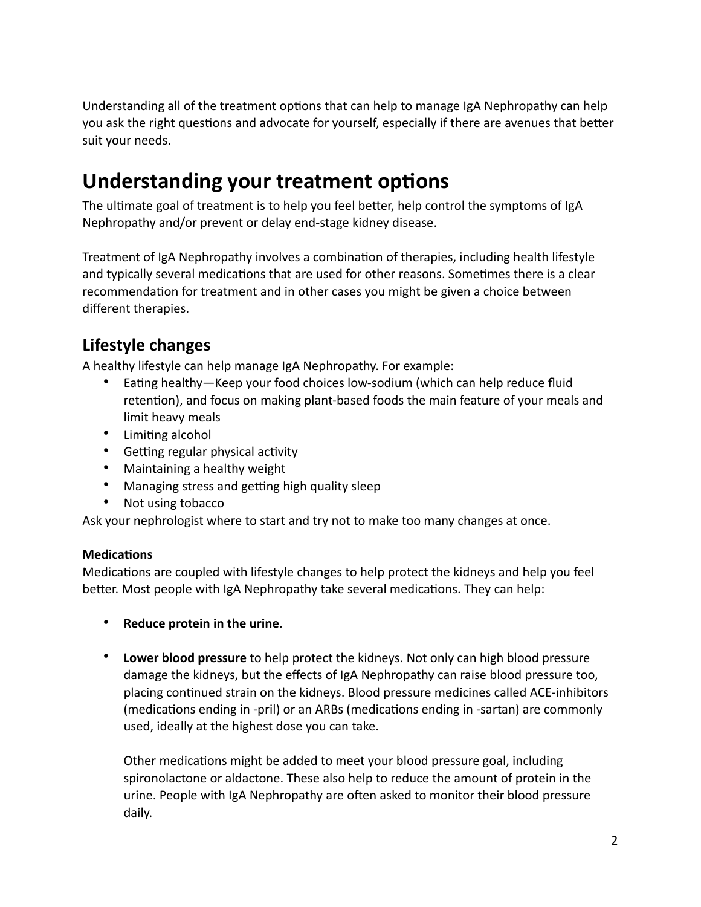Understanding all of the treatment options that can help to manage IgA Nephropathy can help you ask the right questions and advocate for yourself, especially if there are avenues that better suit your needs.

# Understanding your treatment options

The ultimate goal of treatment is to help you feel better, help control the symptoms of IgA Nephropathy and/or prevent or delay end-stage kidney disease.

Treatment of IgA Nephropathy involves a combination of therapies, including health lifestyle and typically several medications that are used for other reasons. Sometimes there is a clear recommendation for treatment and in other cases you might be given a choice between different therapies.

## Lifestyle changes

A healthy lifestyle can help manage IgA Nephropathy. For example:

- Eating healthy—Keep your food choices low-sodium (which can help reduce fluid retention), and focus on making plant-based foods the main feature of your meals and limit heavy meals
- Limiting alcohol
- Getting regular physical activity
- Maintaining a healthy weight
- Managing stress and getting high quality sleep
- Not using tobacco

Ask your nephrologist where to start and try not to make too many changes at once.

**Medications**

Medications are coupled with lifestyle changes to help protect the kidneys and help you feel better. Most people with IgA Nephropathy take several medications. They can help:

- **Reduce protein in the urine**.

- **Lower blood pressure** to help protect the kidneys. Not only can high blood pressure damage the kidneys, but the effects of IgA Nephropathy can raise blood pressure too, placing continued strain on the kidneys. Blood pressure medicines called ACE-inhibitors (medications ending in -pril) or an ARBs (medications ending in -sartan) are commonly used, ideally at the highest dose you can take.

  Other medications might be added to meet your blood pressure goal, including spironolactone or aldactone. These also help to reduce the amount of protein in the urine. People with IgA Nephropathy are often asked to monitor their blood pressure daily.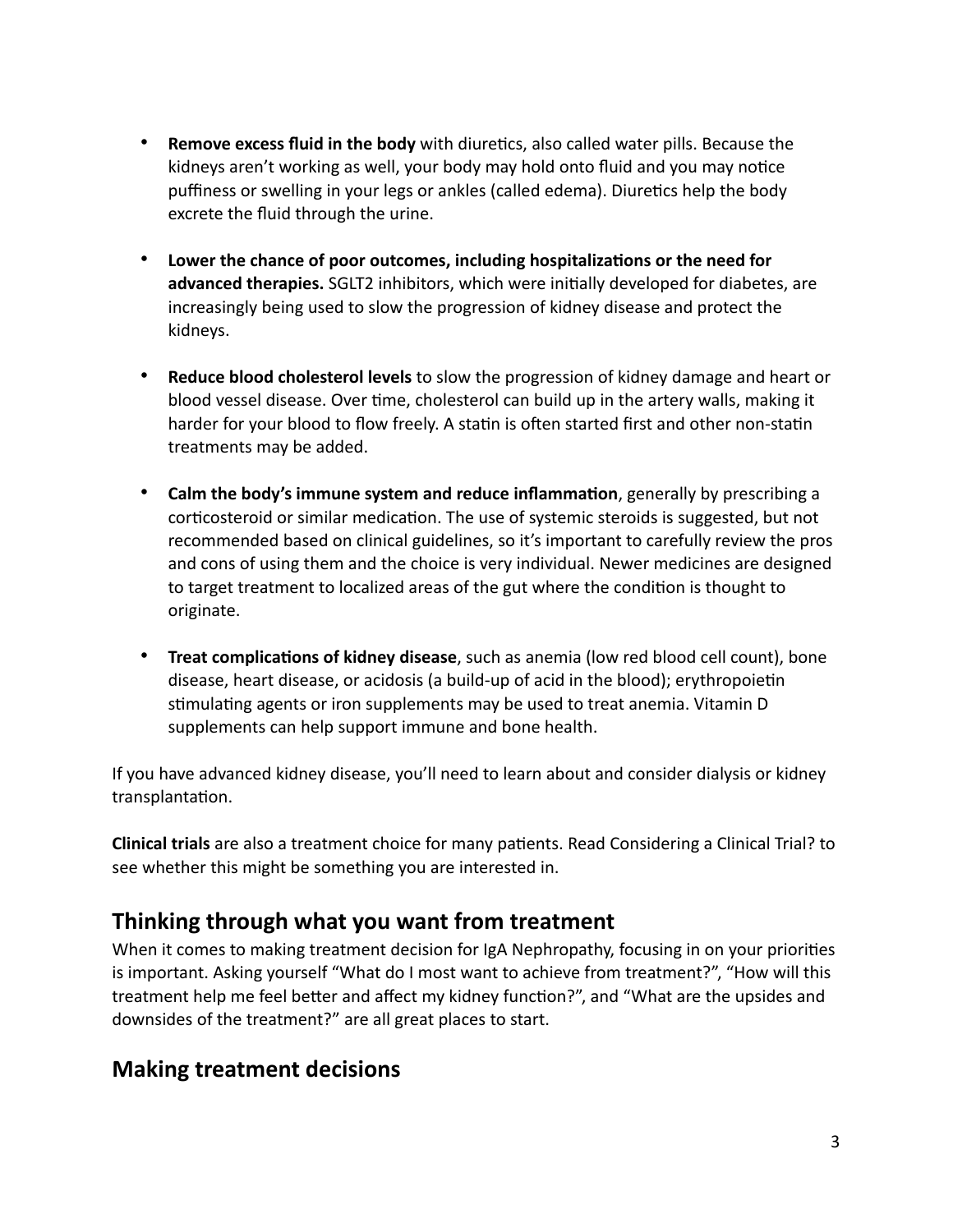- **Remove excess fluid in the body** with diuretics, also called water pills. Because the kidneys aren't working as well, your body may hold onto fluid and you may notice puffiness or swelling in your legs or ankles (called edema). Diuretics help the body excrete the fluid through the urine.

- **Lower the chance of poor outcomes, including hospitalizations or the need for advanced therapies.** SGLT2 inhibitors, which were initially developed for diabetes, are increasingly being used to slow the progression of kidney disease and protect the kidneys.

- **Reduce blood cholesterol levels** to slow the progression of kidney damage and heart or blood vessel disease. Over time, cholesterol can build up in the artery walls, making it harder for your blood to flow freely. A statin is often started first and other non-statin treatments may be added.

- **Calm the body's immune system and reduce inflammation**, generally by prescribing a corticosteroid or similar medication. The use of systemic steroids is suggested, but not recommended based on clinical guidelines, so it's important to carefully review the pros and cons of using them and the choice is very individual. Newer medicines are designed to target treatment to localized areas of the gut where the condition is thought to originate.

- **Treat complications of kidney disease**, such as anemia (low red blood cell count), bone disease, heart disease, or acidosis (a build-up of acid in the blood); erythropoietin stimulating agents or iron supplements may be used to treat anemia. Vitamin D supplements can help support immune and bone health.

If you have advanced kidney disease, you'll need to learn about and consider dialysis or kidney transplantation.

**Clinical trials** are also a treatment choice for many patients. Read Considering a Clinical Trial? to see whether this might be something you are interested in.

## Thinking through what you want from treatment

When it comes to making treatment decision for IgA Nephropathy, focusing in on your priorities is important. Asking yourself "What do I most want to achieve from treatment?", "How will this treatment help me feel better and affect my kidney function?", and "What are the upsides and downsides of the treatment?" are all great places to start.

## Making treatment decisions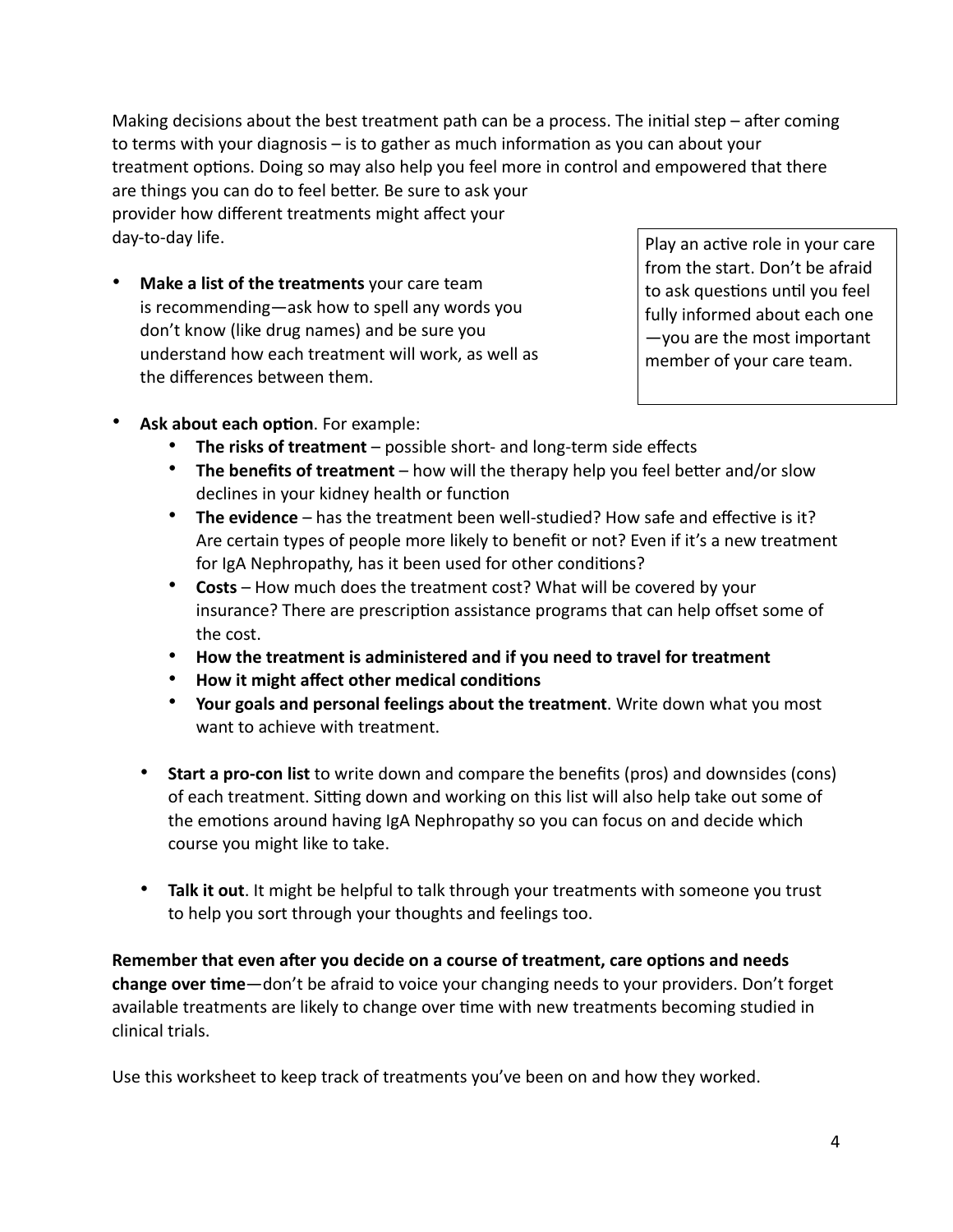Making decisions about the best treatment path can be a process. The initial step – after coming to terms with your diagnosis – is to gather as much information as you can about your treatment options. Doing so may also help you feel more in control and empowered that there are things you can do to feel better. Be sure to ask your provider how different treatments might affect your day-to-day life.

> Play an active role in your care from the start. Don't be afraid to ask questions until you feel fully informed about each one—you are the most important member of your care team.

- **Make a list of the treatments** your care team is recommending—ask how to spell any words you don't know (like drug names) and be sure you understand how each treatment will work, as well as the differences between them.
- **Ask about each option**. For example:
    - **The risks of treatment** – possible short- and long-term side effects
    - **The benefits of treatment** – how will the therapy help you feel better and/or slow declines in your kidney health or function
    - **The evidence** – has the treatment been well-studied? How safe and effective is it? Are certain types of people more likely to benefit or not? Even if it's a new treatment for IgA Nephropathy, has it been used for other conditions?
    - **Costs** – How much does the treatment cost? What will be covered by your insurance? There are prescription assistance programs that can help offset some of the cost.
    - **How the treatment is administered and if you need to travel for treatment**
    - **How it might affect other medical conditions**
    - **Your goals and personal feelings about the treatment**. Write down what you most want to achieve with treatment.
- **Start a pro-con list** to write down and compare the benefits (pros) and downsides (cons) of each treatment. Sitting down and working on this list will also help take out some of the emotions around having IgA Nephropathy so you can focus on and decide which course you might like to take.
- **Talk it out**. It might be helpful to talk through your treatments with someone you trust to help you sort through your thoughts and feelings too.

**Remember that even after you decide on a course of treatment, care options and needs change over time**—don't be afraid to voice your changing needs to your providers. Don't forget available treatments are likely to change over time with new treatments becoming studied in clinical trials.

Use this worksheet to keep track of treatments you've been on and how they worked.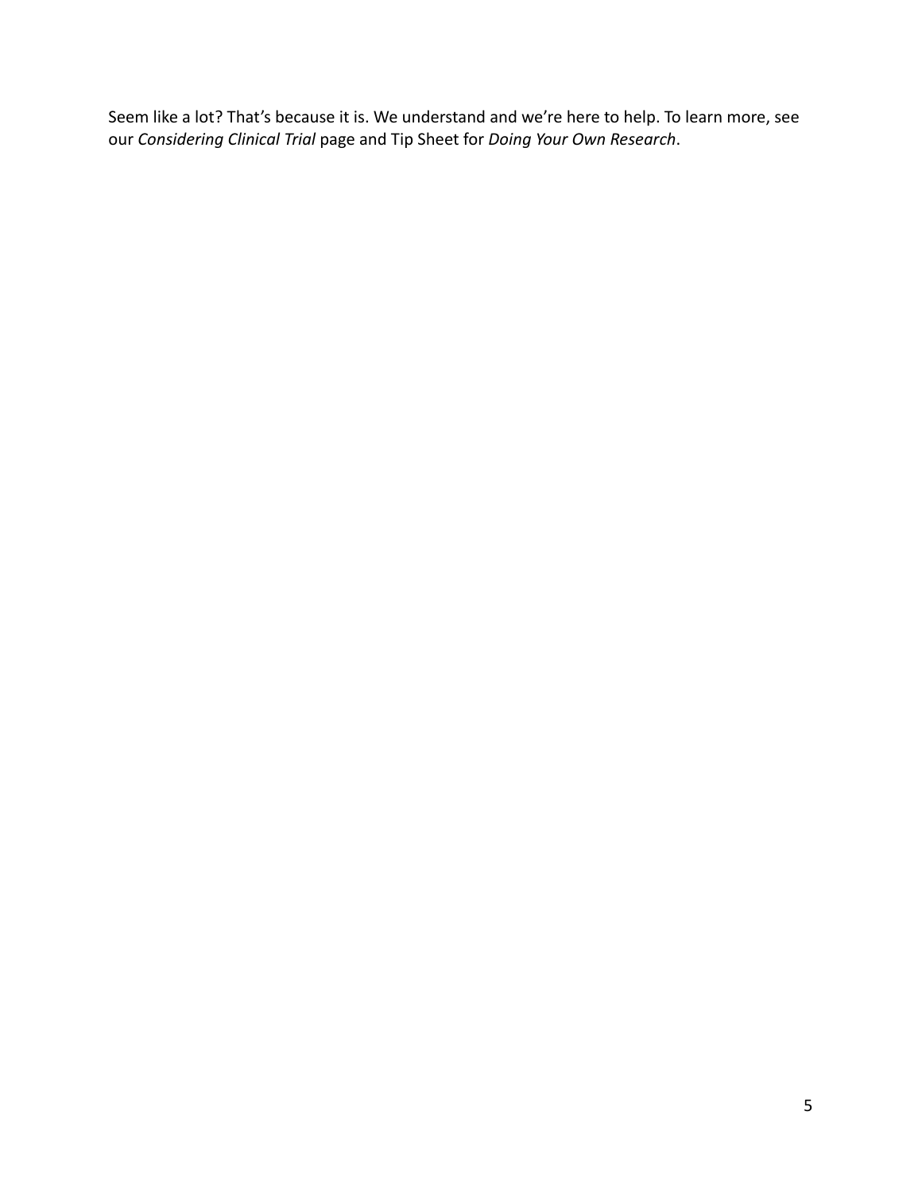Seem like a lot? That's because it is. We understand and we're here to help. To learn more, see our *Considering Clinical Trial* page and Tip Sheet for *Doing Your Own Research*.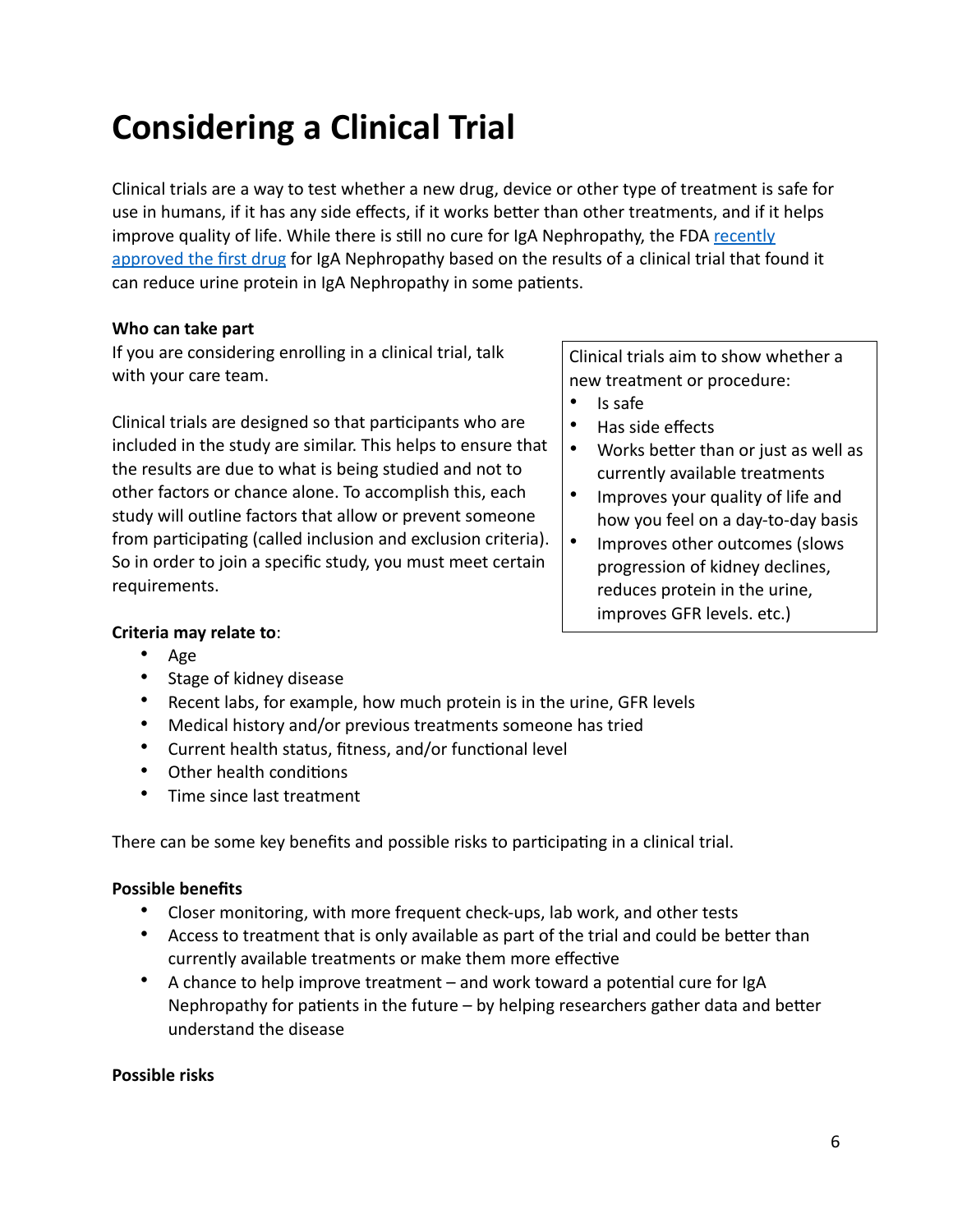# Considering a Clinical Trial

Clinical trials are a way to test whether a new drug, device or other type of treatment is safe for use in humans, if it has any side effects, if it works better than other treatments, and if it helps improve quality of life. While there is still no cure for IgA Nephropathy, the FDA [recently approved the first drug]() for IgA Nephropathy based on the results of a clinical trial that found it can reduce urine protein in IgA Nephropathy in some patients.

**Who can take part**

If you are considering enrolling in a clinical trial, talk with your care team.

Clinical trials are designed so that participants who are included in the study are similar. This helps to ensure that the results are due to what is being studied and not to other factors or chance alone. To accomplish this, each study will outline factors that allow or prevent someone from participating (called inclusion and exclusion criteria). So in order to join a specific study, you must meet certain requirements.

Clinical trials aim to show whether a new treatment or procedure:

- Is safe
- Has side effects
- Works better than or just as well as currently available treatments
- Improves your quality of life and how you feel on a day-to-day basis
- Improves other outcomes (slows progression of kidney declines, reduces protein in the urine, improves GFR levels. etc.)

**Criteria may relate to**:

- Age
- Stage of kidney disease
- Recent labs, for example, how much protein is in the urine, GFR levels
- Medical history and/or previous treatments someone has tried
- Current health status, fitness, and/or functional level
- Other health conditions
- Time since last treatment

There can be some key benefits and possible risks to participating in a clinical trial.

**Possible benefits**

- Closer monitoring, with more frequent check-ups, lab work, and other tests
- Access to treatment that is only available as part of the trial and could be better than currently available treatments or make them more effective
- A chance to help improve treatment – and work toward a potential cure for IgA Nephropathy for patients in the future – by helping researchers gather data and better understand the disease

**Possible risks**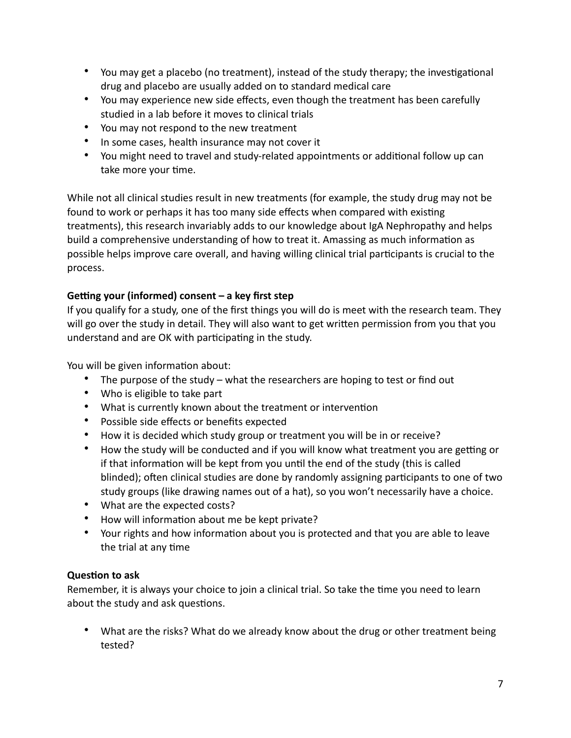- You may get a placebo (no treatment), instead of the study therapy; the investigational drug and placebo are usually added on to standard medical care
- You may experience new side effects, even though the treatment has been carefully studied in a lab before it moves to clinical trials
- You may not respond to the new treatment
- In some cases, health insurance may not cover it
- You might need to travel and study-related appointments or additional follow up can take more your time.

While not all clinical studies result in new treatments (for example, the study drug may not be found to work or perhaps it has too many side effects when compared with existing treatments), this research invariably adds to our knowledge about IgA Nephropathy and helps build a comprehensive understanding of how to treat it. Amassing as much information as possible helps improve care overall, and having willing clinical trial participants is crucial to the process.

**Getting your (informed) consent – a key first step**

If you qualify for a study, one of the first things you will do is meet with the research team. They will go over the study in detail. They will also want to get written permission from you that you understand and are OK with participating in the study.

You will be given information about:

- The purpose of the study – what the researchers are hoping to test or find out
- Who is eligible to take part
- What is currently known about the treatment or intervention
- Possible side effects or benefits expected
- How it is decided which study group or treatment you will be in or receive?
- How the study will be conducted and if you will know what treatment you are getting or if that information will be kept from you until the end of the study (this is called blinded); often clinical studies are done by randomly assigning participants to one of two study groups (like drawing names out of a hat), so you won't necessarily have a choice.
- What are the expected costs?
- How will information about me be kept private?
- Your rights and how information about you is protected and that you are able to leave the trial at any time

**Question to ask**

Remember, it is always your choice to join a clinical trial. So take the time you need to learn about the study and ask questions.

- What are the risks? What do we already know about the drug or other treatment being tested?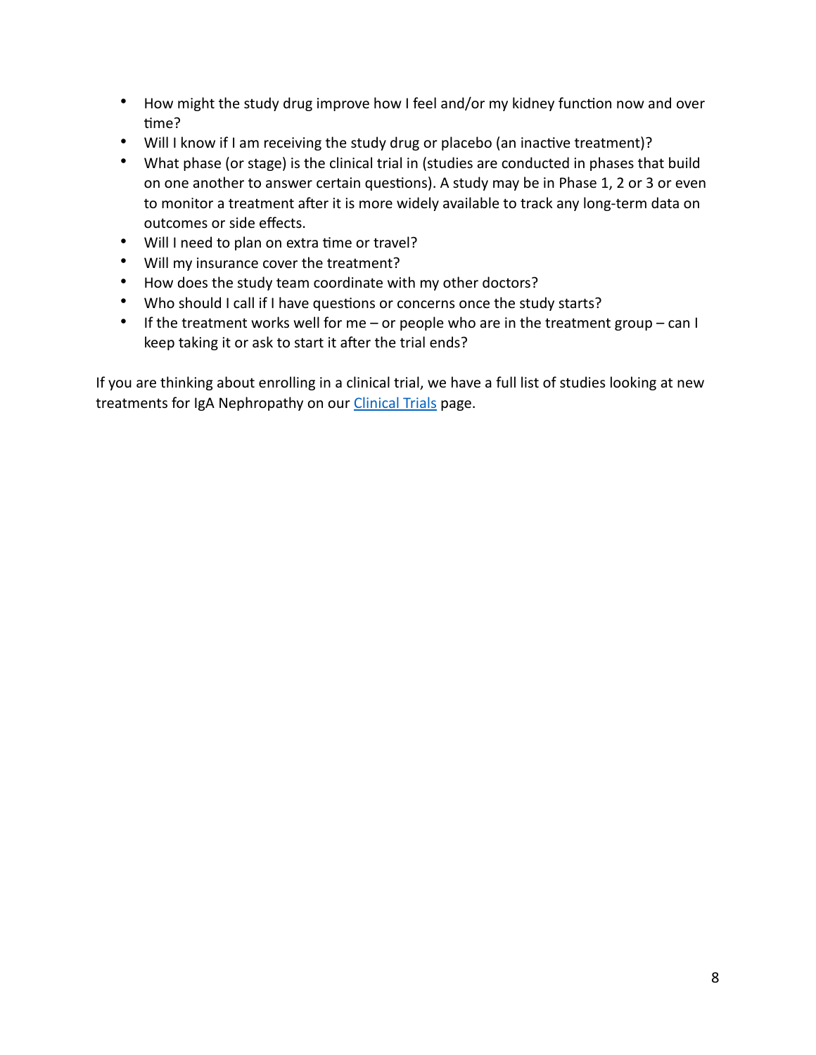- How might the study drug improve how I feel and/or my kidney function now and over time?
- Will I know if I am receiving the study drug or placebo (an inactive treatment)?
- What phase (or stage) is the clinical trial in (studies are conducted in phases that build on one another to answer certain questions). A study may be in Phase 1, 2 or 3 or even to monitor a treatment after it is more widely available to track any long-term data on outcomes or side effects.
- Will I need to plan on extra time or travel?
- Will my insurance cover the treatment?
- How does the study team coordinate with my other doctors?
- Who should I call if I have questions or concerns once the study starts?
- If the treatment works well for me – or people who are in the treatment group – can I keep taking it or ask to start it after the trial ends?

If you are thinking about enrolling in a clinical trial, we have a full list of studies looking at new treatments for IgA Nephropathy on our Clinical Trials page.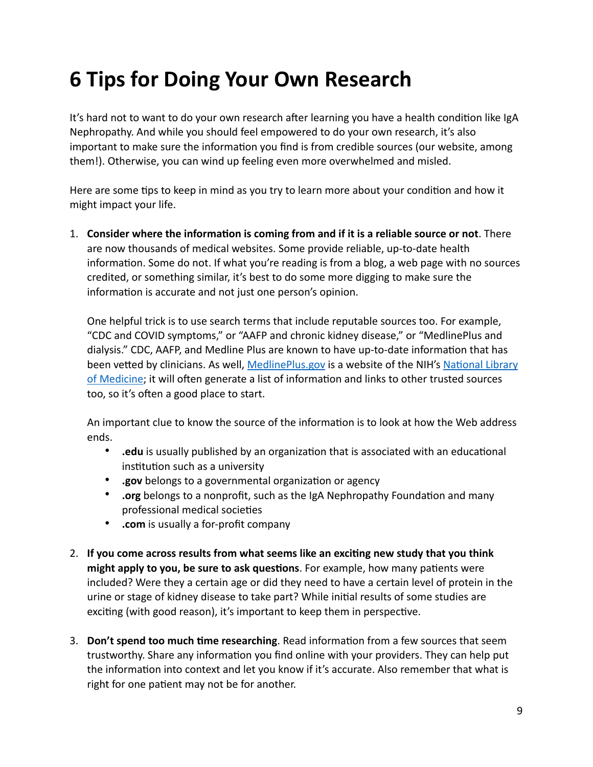# 6 Tips for Doing Your Own Research

It's hard not to want to do your own research after learning you have a health condition like IgA Nephropathy. And while you should feel empowered to do your own research, it's also important to make sure the information you find is from credible sources (our website, among them!). Otherwise, you can wind up feeling even more overwhelmed and misled.

Here are some tips to keep in mind as you try to learn more about your condition and how it might impact your life.

1. **Consider where the information is coming from and if it is a reliable source or not**. There are now thousands of medical websites. Some provide reliable, up-to-date health information. Some do not. If what you're reading is from a blog, a web page with no sources credited, or something similar, it's best to do some more digging to make sure the information is accurate and not just one person's opinion.

   One helpful trick is to use search terms that include reputable sources too. For example, "CDC and COVID symptoms," or "AAFP and chronic kidney disease," or "MedlinePlus and dialysis." CDC, AAFP, and Medline Plus are known to have up-to-date information that has been vetted by clinicians. As well, MedlinePlus.gov is a website of the NIH's National Library of Medicine; it will often generate a list of information and links to other trusted sources too, so it's often a good place to start.

   An important clue to know the source of the information is to look at how the Web address ends.
   - **.edu** is usually published by an organization that is associated with an educational institution such as a university
   - **.gov** belongs to a governmental organization or agency
   - **.org** belongs to a nonprofit, such as the IgA Nephropathy Foundation and many professional medical societies
   - **.com** is usually a for-profit company

2. **If you come across results from what seems like an exciting new study that you think might apply to you, be sure to ask questions**. For example, how many patients were included? Were they a certain age or did they need to have a certain level of protein in the urine or stage of kidney disease to take part? While initial results of some studies are exciting (with good reason), it's important to keep them in perspective.

3. **Don't spend too much time researching**. Read information from a few sources that seem trustworthy. Share any information you find online with your providers. They can help put the information into context and let you know if it's accurate. Also remember that what is right for one patient may not be for another.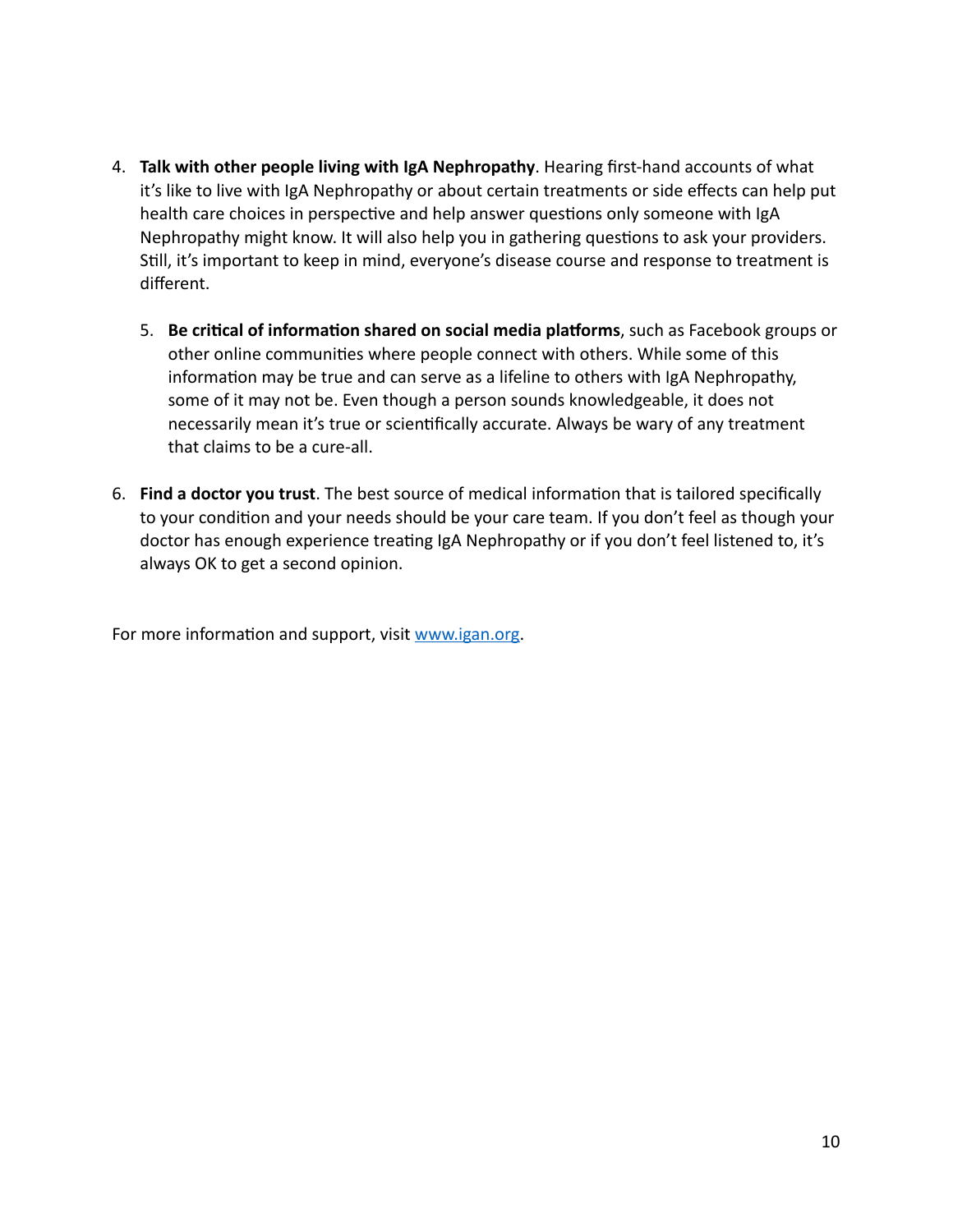4. **Talk with other people living with IgA Nephropathy**. Hearing first-hand accounts of what it's like to live with IgA Nephropathy or about certain treatments or side effects can help put health care choices in perspective and help answer questions only someone with IgA Nephropathy might know. It will also help you in gathering questions to ask your providers. Still, it's important to keep in mind, everyone's disease course and response to treatment is different.

5. **Be critical of information shared on social media platforms**, such as Facebook groups or other online communities where people connect with others. While some of this information may be true and can serve as a lifeline to others with IgA Nephropathy, some of it may not be. Even though a person sounds knowledgeable, it does not necessarily mean it's true or scientifically accurate. Always be wary of any treatment that claims to be a cure-all.

6. **Find a doctor you trust**. The best source of medical information that is tailored specifically to your condition and your needs should be your care team. If you don't feel as though your doctor has enough experience treating IgA Nephropathy or if you don't feel listened to, it's always OK to get a second opinion.

For more information and support, visit [www.igan.org](http://www.igan.org).